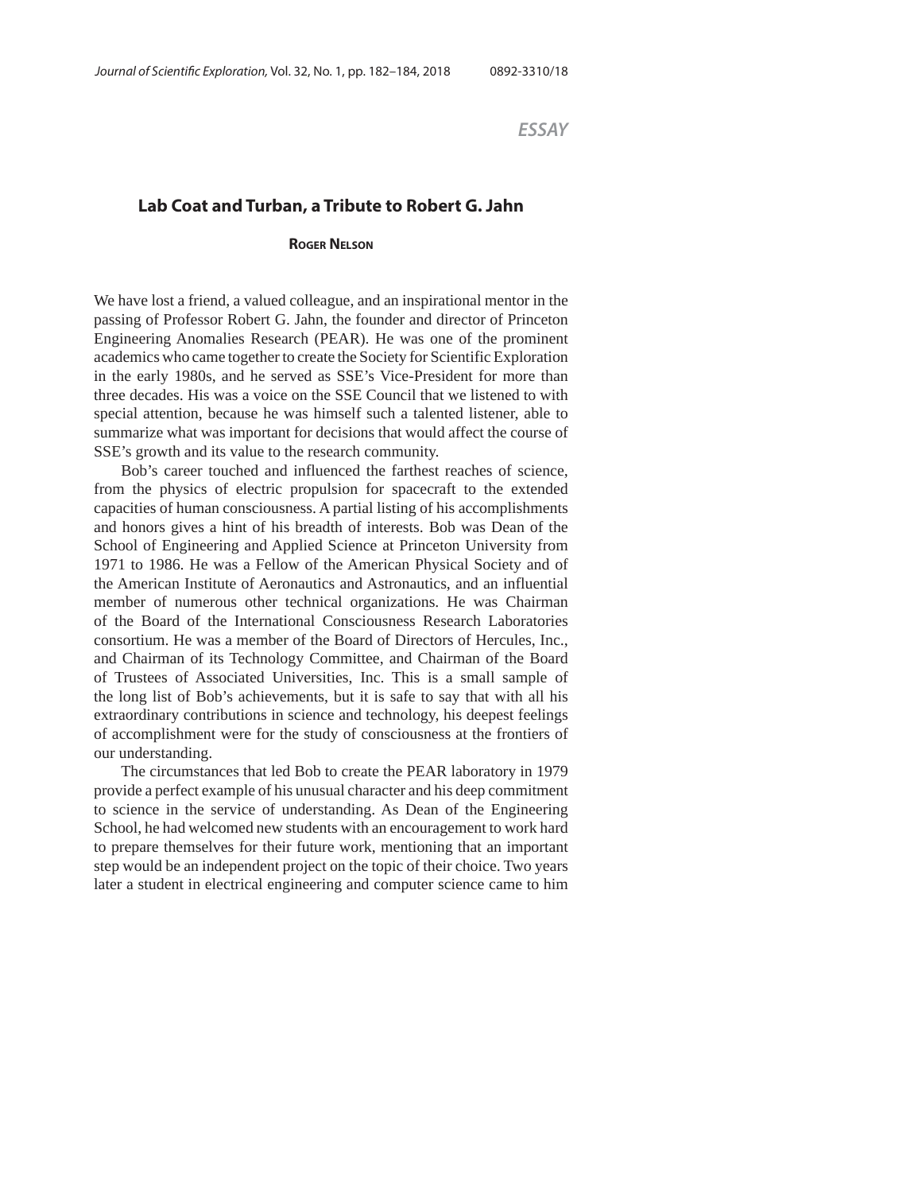*ESSAY*

## Lab Coat and Turban, a Tribute to Robert G. Jahn

**Roger Nelson**

We have lost a friend, a valued colleague, and an inspirational mentor in the passing of Professor Robert G. Jahn, the founder and director of Princeton Engineering Anomalies Research (PEAR). He was one of the prominent academics who came together to create the Society for Scientific Exploration in the early 1980s, and he served as SSE's Vice-President for more than three decades. His was a voice on the SSE Council that we listened to with special attention, because he was himself such a talented listener, able to summarize what was important for decisions that would affect the course of SSE's growth and its value to the research community.

Bob's career touched and influenced the farthest reaches of science, from the physics of electric propulsion for spacecraft to the extended capacities of human consciousness. A partial listing of his accomplishments and honors gives a hint of his breadth of interests. Bob was Dean of the School of Engineering and Applied Science at Princeton University from 1971 to 1986. He was a Fellow of the American Physical Society and of the American Institute of Aeronautics and Astronautics, and an influential member of numerous other technical organizations. He was Chairman of the Board of the International Consciousness Research Laboratories consortium. He was a member of the Board of Directors of Hercules, Inc., and Chairman of its Technology Committee, and Chairman of the Board of Trustees of Associated Universities, Inc. This is a small sample of the long list of Bob's achievements, but it is safe to say that with all his extraordinary contributions in science and technology, his deepest feelings of accomplishment were for the study of consciousness at the frontiers of our understanding.

The circumstances that led Bob to create the PEAR laboratory in 1979 provide a perfect example of his unusual character and his deep commitment to science in the service of understanding. As Dean of the Engineering School, he had welcomed new students with an encouragement to work hard to prepare themselves for their future work, mentioning that an important step would be an independent project on the topic of their choice. Two years later a student in electrical engineering and computer science came to him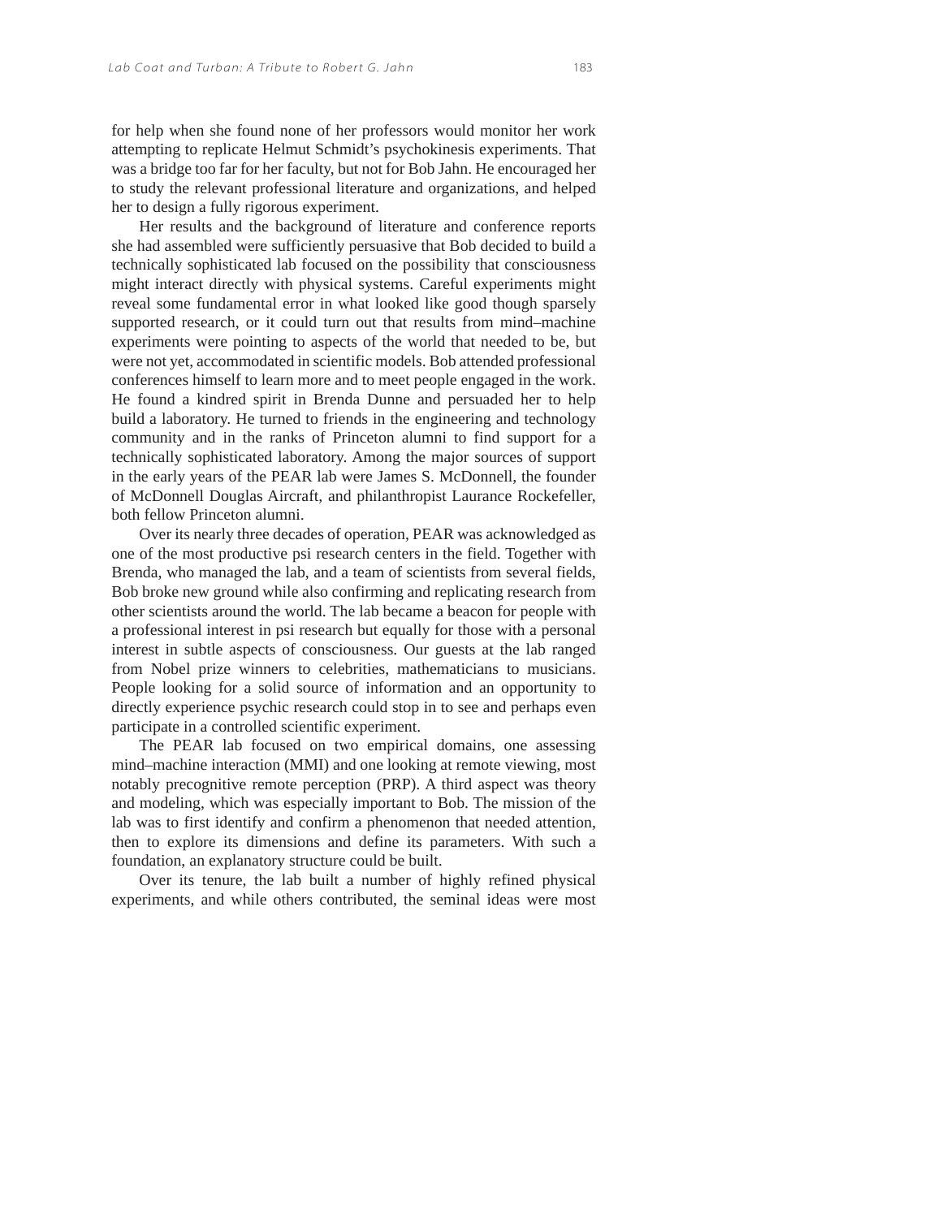for help when she found none of her professors would monitor her work attempting to replicate Helmut Schmidt's psychokinesis experiments. That was a bridge too far for her faculty, but not for Bob Jahn. He encouraged her to study the relevant professional literature and organizations, and helped her to design a fully rigorous experiment.

Her results and the background of literature and conference reports she had assembled were sufficiently persuasive that Bob decided to build a technically sophisticated lab focused on the possibility that consciousness might interact directly with physical systems. Careful experiments might reveal some fundamental error in what looked like good though sparsely supported research, or it could turn out that results from mind–machine experiments were pointing to aspects of the world that needed to be, but were not yet, accommodated in scientific models. Bob attended professional conferences himself to learn more and to meet people engaged in the work. He found a kindred spirit in Brenda Dunne and persuaded her to help build a laboratory. He turned to friends in the engineering and technology community and in the ranks of Princeton alumni to find support for a technically sophisticated laboratory. Among the major sources of support in the early years of the PEAR lab were James S. McDonnell, the founder of McDonnell Douglas Aircraft, and philanthropist Laurance Rockefeller, both fellow Princeton alumni.

Over its nearly three decades of operation, PEAR was acknowledged as one of the most productive psi research centers in the field. Together with Brenda, who managed the lab, and a team of scientists from several fields, Bob broke new ground while also confirming and replicating research from other scientists around the world. The lab became a beacon for people with a professional interest in psi research but equally for those with a personal interest in subtle aspects of consciousness. Our guests at the lab ranged from Nobel prize winners to celebrities, mathematicians to musicians. People looking for a solid source of information and an opportunity to directly experience psychic research could stop in to see and perhaps even participate in a controlled scientific experiment.

The PEAR lab focused on two empirical domains, one assessing mind–machine interaction (MMI) and one looking at remote viewing, most notably precognitive remote perception (PRP). A third aspect was theory and modeling, which was especially important to Bob. The mission of the lab was to first identify and confirm a phenomenon that needed attention, then to explore its dimensions and define its parameters. With such a foundation, an explanatory structure could be built.

Over its tenure, the lab built a number of highly refined physical experiments, and while others contributed, the seminal ideas were most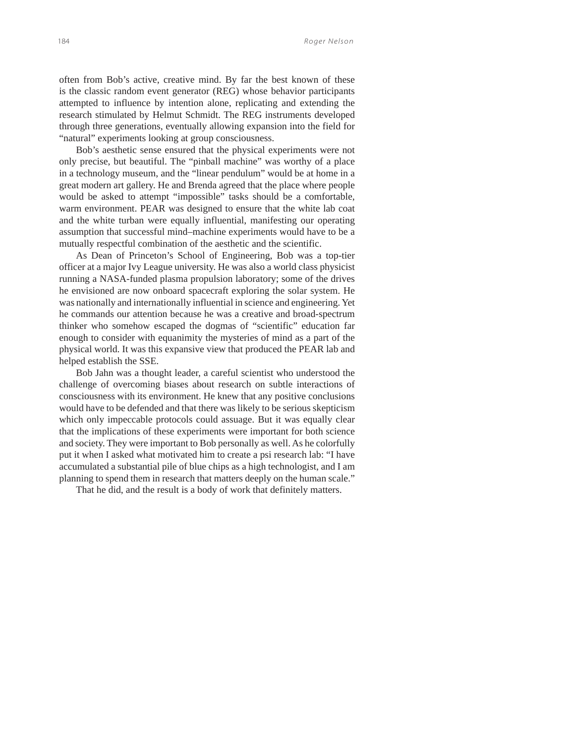often from Bob's active, creative mind. By far the best known of these is the classic random event generator (REG) whose behavior participants attempted to influence by intention alone, replicating and extending the research stimulated by Helmut Schmidt. The REG instruments developed through three generations, eventually allowing expansion into the field for "natural" experiments looking at group consciousness.

Bob's aesthetic sense ensured that the physical experiments were not only precise, but beautiful. The "pinball machine" was worthy of a place in a technology museum, and the "linear pendulum" would be at home in a great modern art gallery. He and Brenda agreed that the place where people would be asked to attempt "impossible" tasks should be a comfortable, warm environment. PEAR was designed to ensure that the white lab coat and the white turban were equally influential, manifesting our operating assumption that successful mind–machine experiments would have to be a mutually respectful combination of the aesthetic and the scientific.

As Dean of Princeton's School of Engineering, Bob was a top-tier officer at a major Ivy League university. He was also a world class physicist running a NASA-funded plasma propulsion laboratory; some of the drives he envisioned are now onboard spacecraft exploring the solar system. He was nationally and internationally influential in science and engineering. Yet he commands our attention because he was a creative and broad-spectrum thinker who somehow escaped the dogmas of "scientific" education far enough to consider with equanimity the mysteries of mind as a part of the physical world. It was this expansive view that produced the PEAR lab and helped establish the SSE.

Bob Jahn was a thought leader, a careful scientist who understood the challenge of overcoming biases about research on subtle interactions of consciousness with its environment. He knew that any positive conclusions would have to be defended and that there was likely to be serious skepticism which only impeccable protocols could assuage. But it was equally clear that the implications of these experiments were important for both science and society. They were important to Bob personally as well. As he colorfully put it when I asked what motivated him to create a psi research lab: "I have accumulated a substantial pile of blue chips as a high technologist, and I am planning to spend them in research that matters deeply on the human scale."

That he did, and the result is a body of work that definitely matters.